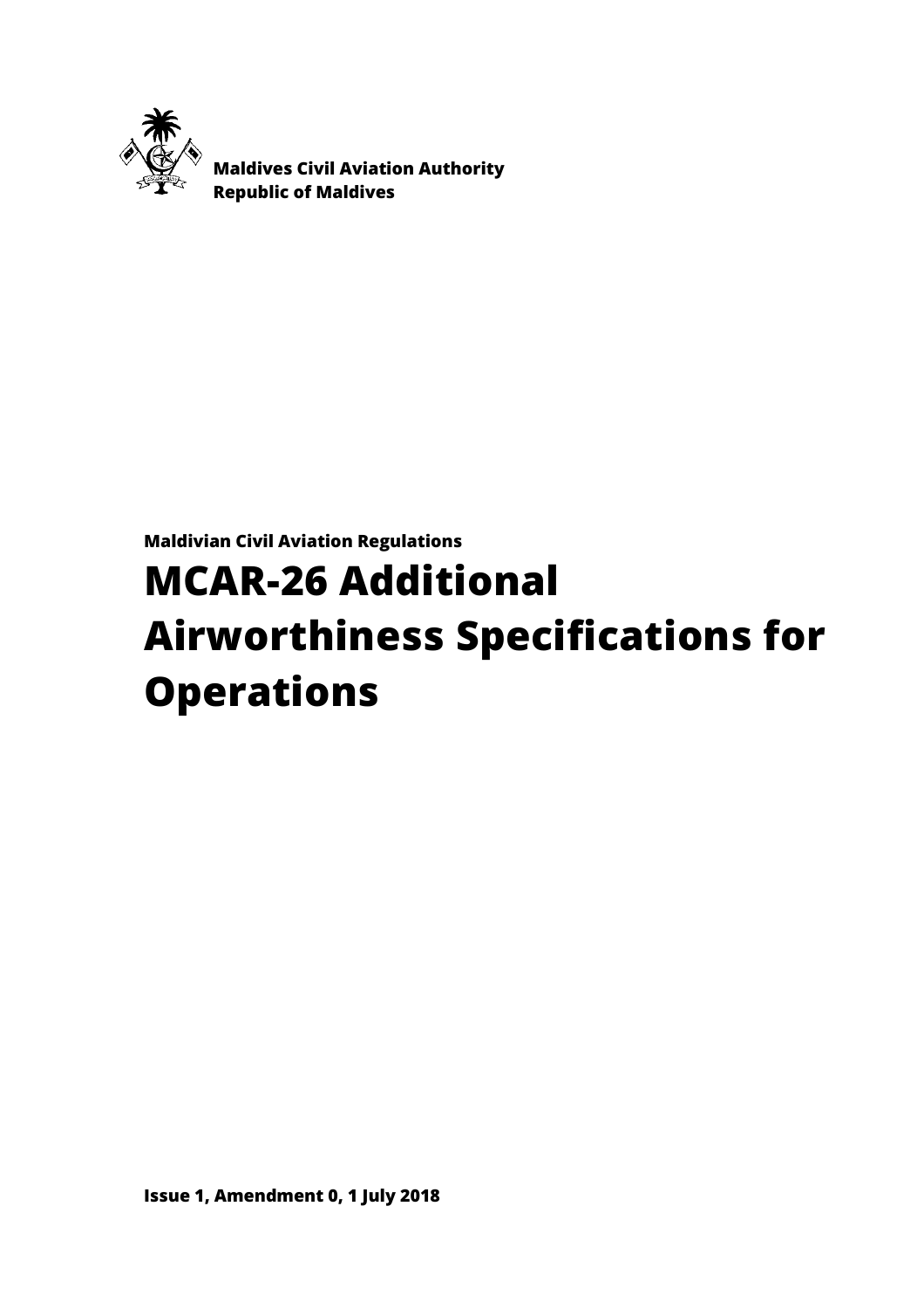**Maldives Civil Aviation Authority**
**Republic of Maldives**

**Maldivian Civil Aviation Regulations**

# MCAR-26 Additional Airworthiness Specifications for Operations

**Issue 1, Amendment 0, 1 July 2018**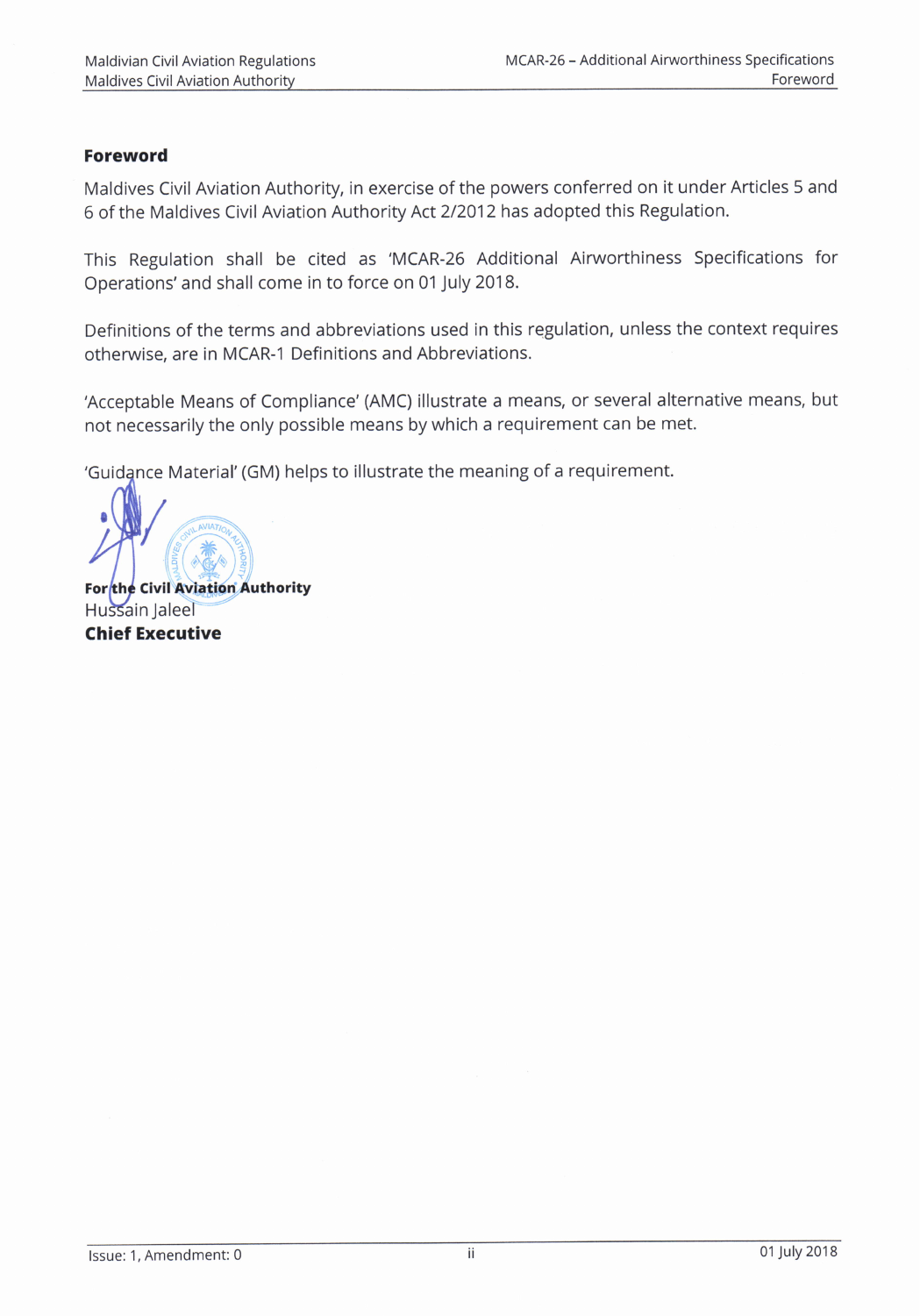## Foreword

Maldives Civil Aviation Authority, in exercise of the powers conferred on it under Articles 5 and 6 of the Maldives Civil Aviation Authority Act 2/2012 has adopted this Regulation.

This Regulation shall be cited as 'MCAR-26 Additional Airworthiness Specifications for Operations' and shall come in to force on 01 July 2018.

Definitions of the terms and abbreviations used in this regulation, unless the context requires otherwise, are in MCAR-1 Definitions and Abbreviations.

'Acceptable Means of Compliance' (AMC) illustrate a means, or several alternative means, but not necessarily the only possible means by which a requirement can be met.

'Guidance Material' (GM) helps to illustrate the meaning of a requirement.

**For the Civil Aviation Authority**
Hussain Jaleel
**Chief Executive**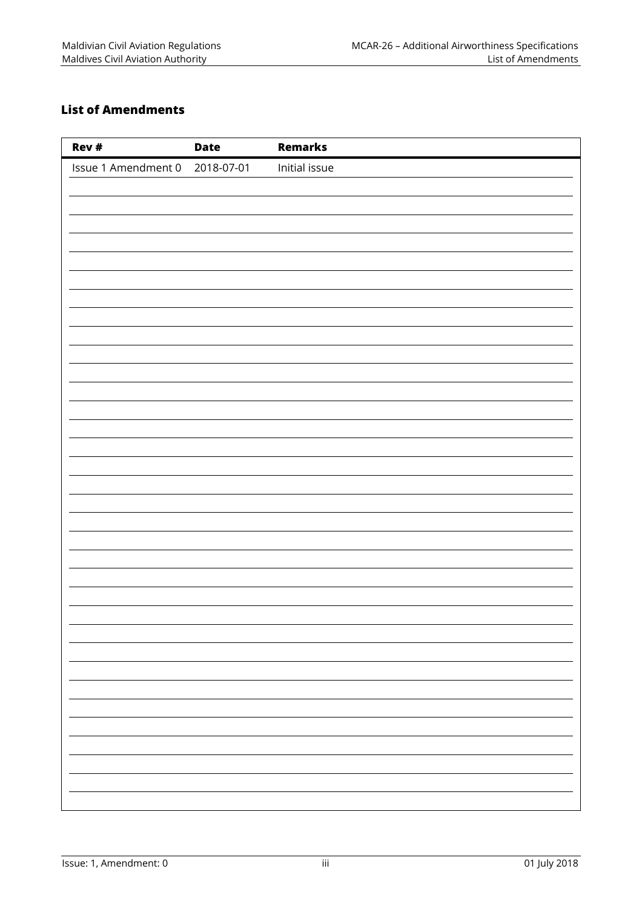## List of Amendments

| Rev # | Date | Remarks |
|---|---|---|
| Issue 1 Amendment 0 | 2018-07-01 | Initial issue |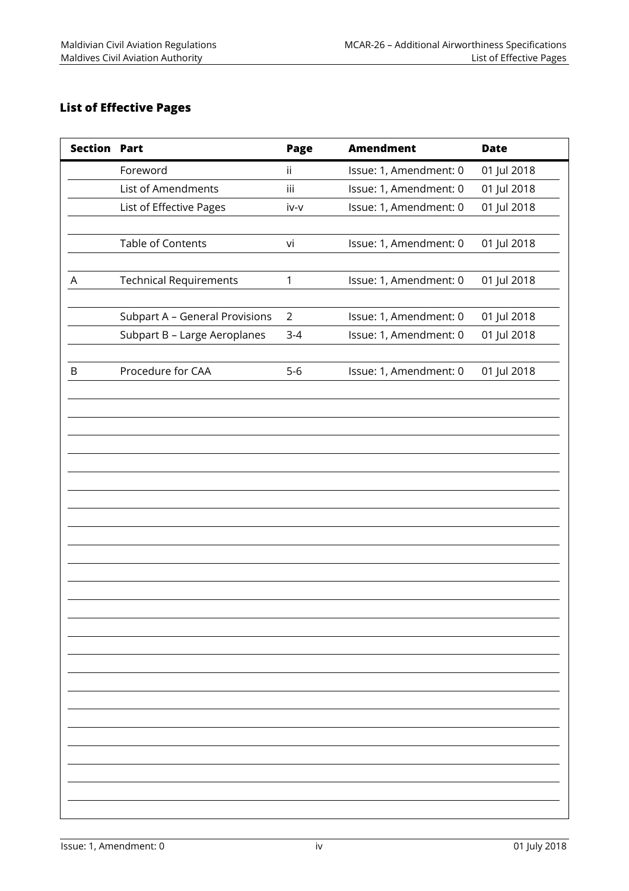## List of Effective Pages

| Section | Part | Page | Amendment | Date |
|---|---|---|---|---|
| | Foreword | ii | Issue: 1, Amendment: 0 | 01 Jul 2018 |
| | List of Amendments | iii | Issue: 1, Amendment: 0 | 01 Jul 2018 |
| | List of Effective Pages | iv-v | Issue: 1, Amendment: 0 | 01 Jul 2018 |
| | | | | |
| | Table of Contents | vi | Issue: 1, Amendment: 0 | 01 Jul 2018 |
| | | | | |
| A | Technical Requirements | 1 | Issue: 1, Amendment: 0 | 01 Jul 2018 |
| | | | | |
| | Subpart A – General Provisions | 2 | Issue: 1, Amendment: 0 | 01 Jul 2018 |
| | Subpart B – Large Aeroplanes | 3-4 | Issue: 1, Amendment: 0 | 01 Jul 2018 |
| | | | | |
| B | Procedure for CAA | 5-6 | Issue: 1, Amendment: 0 | 01 Jul 2018 |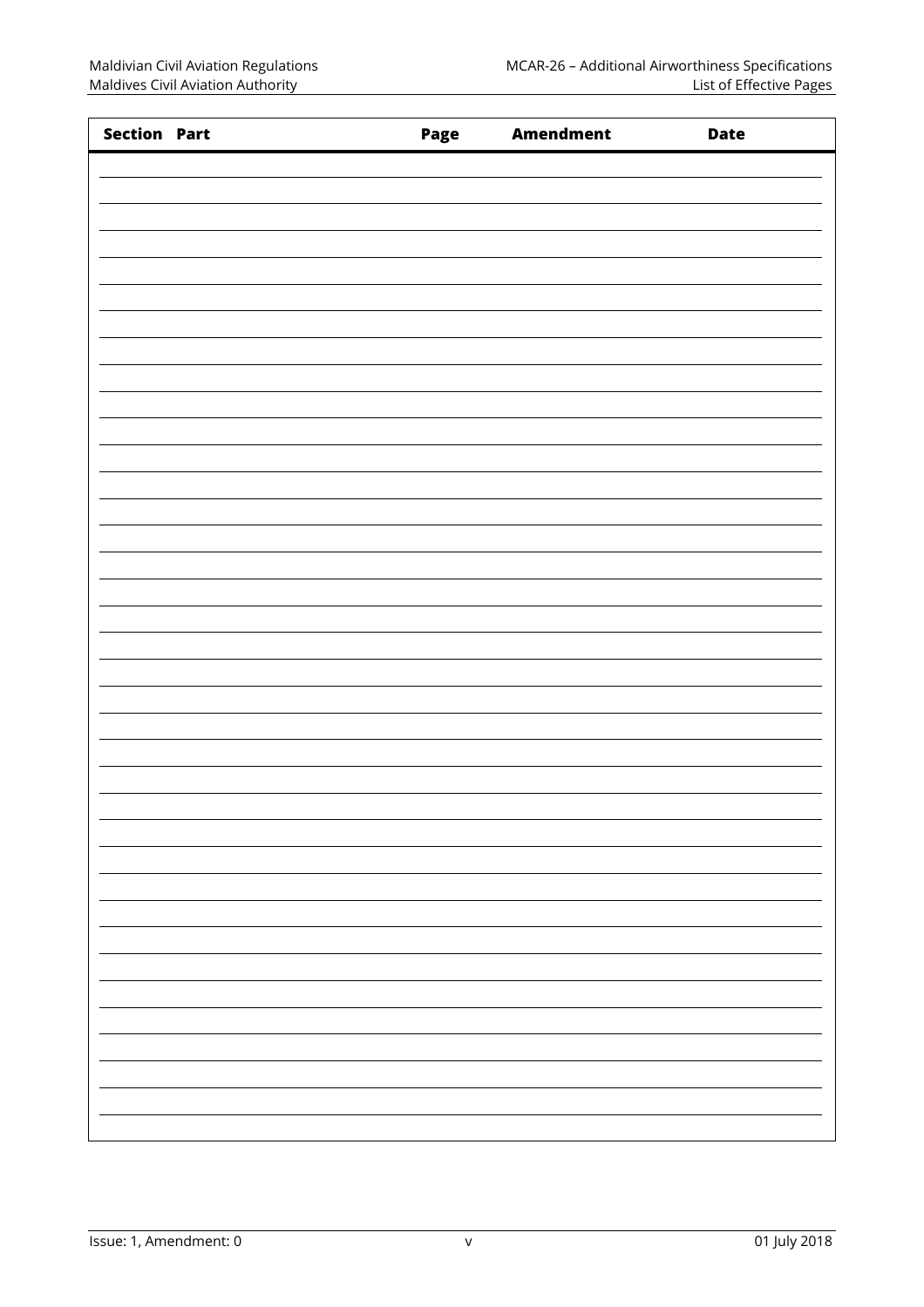| Section | Part | Page | Amendment | Date |
|---|---|---|---|---|
| | | | | |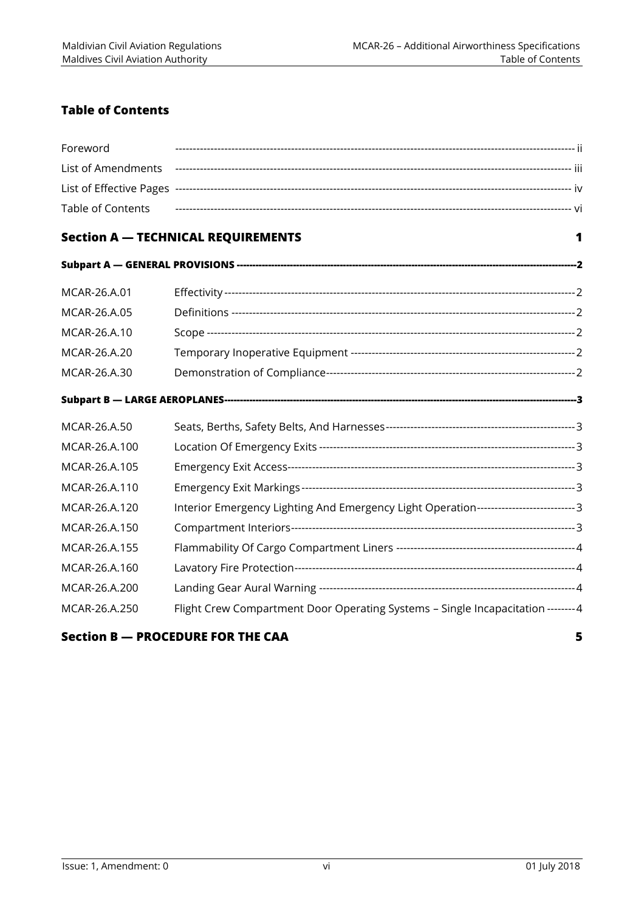## Table of Contents

| | |
|---|---|
| Foreword | ii |
| List of Amendments | iii |
| List of Effective Pages | iv |
| Table of Contents | vi |

### Section A — TECHNICAL REQUIREMENTS — 1

**Subpart A — GENERAL PROVISIONS — 2**

| | | |
|---|---|---|
| MCAR-26.A.01 | Effectivity | 2 |
| MCAR-26.A.05 | Definitions | 2 |
| MCAR-26.A.10 | Scope | 2 |
| MCAR-26.A.20 | Temporary Inoperative Equipment | 2 |
| MCAR-26.A.30 | Demonstration of Compliance | 2 |

**Subpart B — LARGE AEROPLANES — 3**

| | | |
|---|---|---|
| MCAR-26.A.50 | Seats, Berths, Safety Belts, And Harnesses | 3 |
| MCAR-26.A.100 | Location Of Emergency Exits | 3 |
| MCAR-26.A.105 | Emergency Exit Access | 3 |
| MCAR-26.A.110 | Emergency Exit Markings | 3 |
| MCAR-26.A.120 | Interior Emergency Lighting And Emergency Light Operation | 3 |
| MCAR-26.A.150 | Compartment Interiors | 3 |
| MCAR-26.A.155 | Flammability Of Cargo Compartment Liners | 4 |
| MCAR-26.A.160 | Lavatory Fire Protection | 4 |
| MCAR-26.A.200 | Landing Gear Aural Warning | 4 |
| MCAR-26.A.250 | Flight Crew Compartment Door Operating Systems – Single Incapacitation | 4 |

### Section B — PROCEDURE FOR THE CAA — 5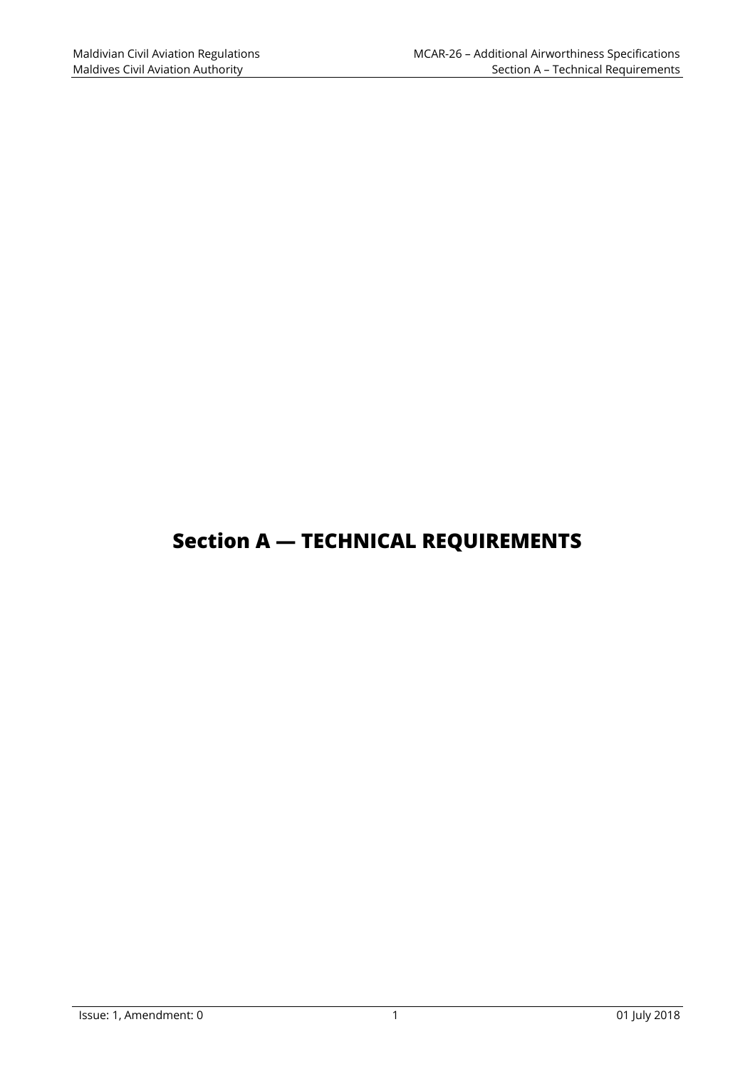# Section A — TECHNICAL REQUIREMENTS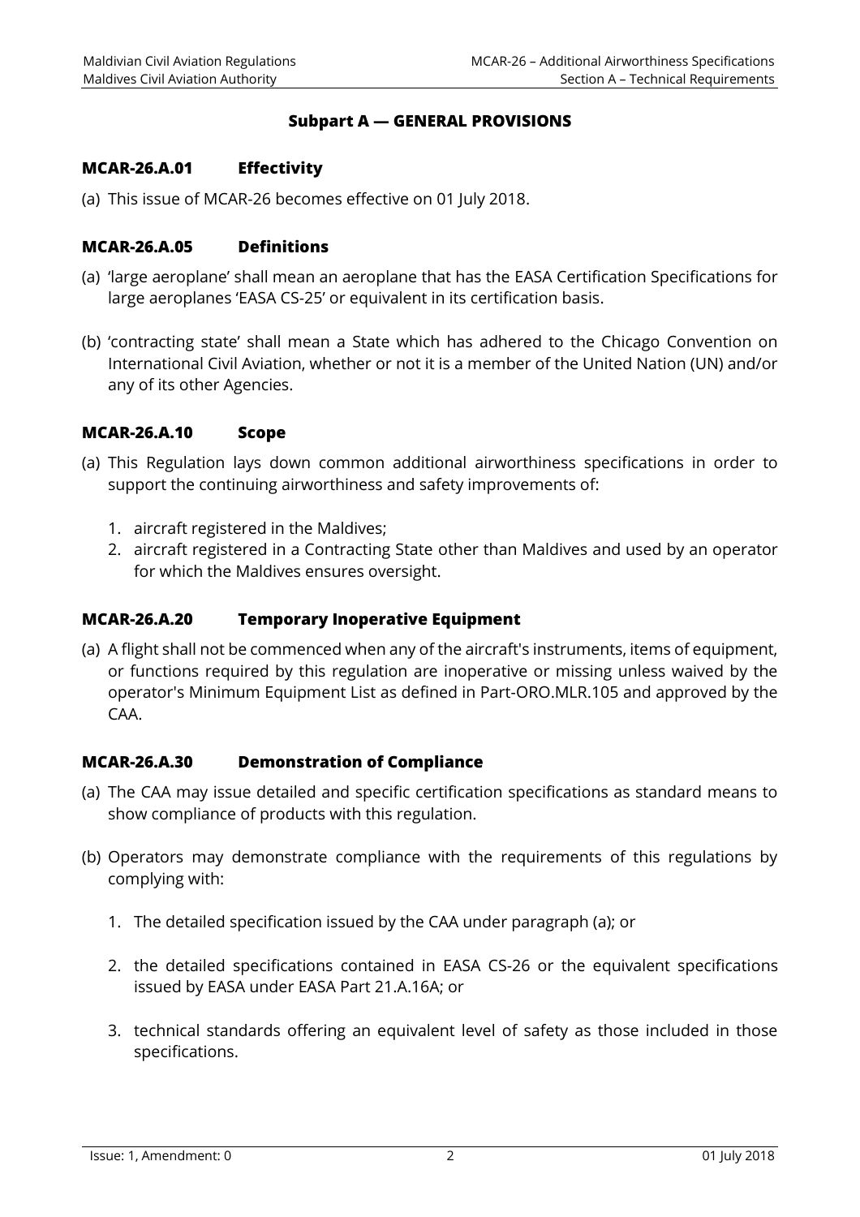## Subpart A — GENERAL PROVISIONS

### MCAR-26.A.01 Effectivity

(a) This issue of MCAR-26 becomes effective on 01 July 2018.

### MCAR-26.A.05 Definitions

(a) 'large aeroplane' shall mean an aeroplane that has the EASA Certification Specifications for large aeroplanes 'EASA CS-25' or equivalent in its certification basis.

(b) 'contracting state' shall mean a State which has adhered to the Chicago Convention on International Civil Aviation, whether or not it is a member of the United Nation (UN) and/or any of its other Agencies.

### MCAR-26.A.10 Scope

(a) This Regulation lays down common additional airworthiness specifications in order to support the continuing airworthiness and safety improvements of:

1. aircraft registered in the Maldives;
2. aircraft registered in a Contracting State other than Maldives and used by an operator for which the Maldives ensures oversight.

### MCAR-26.A.20 Temporary Inoperative Equipment

(a) A flight shall not be commenced when any of the aircraft's instruments, items of equipment, or functions required by this regulation are inoperative or missing unless waived by the operator's Minimum Equipment List as defined in Part-ORO.MLR.105 and approved by the CAA.

### MCAR-26.A.30 Demonstration of Compliance

(a) The CAA may issue detailed and specific certification specifications as standard means to show compliance of products with this regulation.

(b) Operators may demonstrate compliance with the requirements of this regulations by complying with:

1. The detailed specification issued by the CAA under paragraph (a); or

2. the detailed specifications contained in EASA CS-26 or the equivalent specifications issued by EASA under EASA Part 21.A.16A; or

3. technical standards offering an equivalent level of safety as those included in those specifications.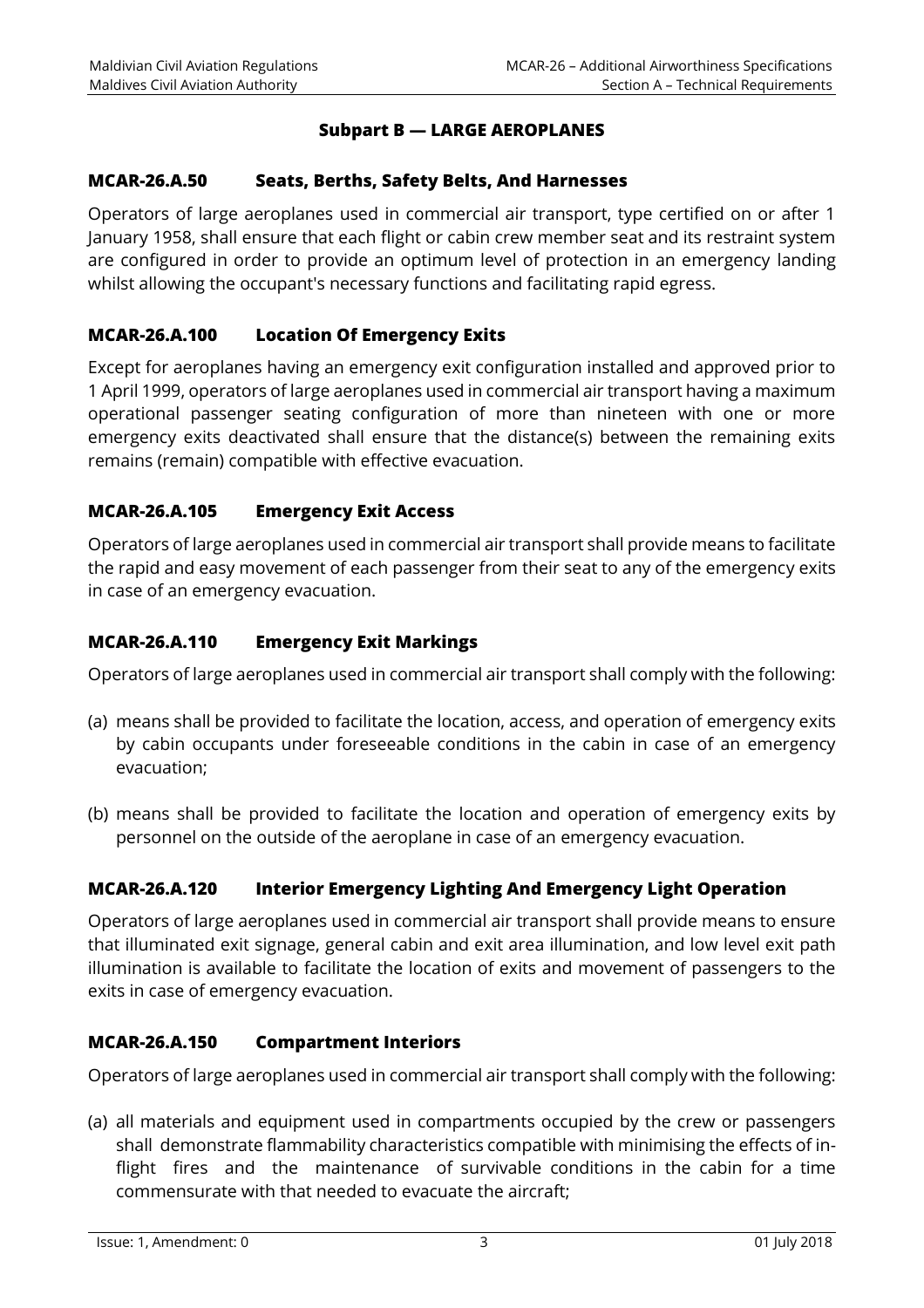## Subpart B — LARGE AEROPLANES

### MCAR-26.A.50 Seats, Berths, Safety Belts, And Harnesses

Operators of large aeroplanes used in commercial air transport, type certified on or after 1 January 1958, shall ensure that each flight or cabin crew member seat and its restraint system are configured in order to provide an optimum level of protection in an emergency landing whilst allowing the occupant's necessary functions and facilitating rapid egress.

### MCAR-26.A.100 Location Of Emergency Exits

Except for aeroplanes having an emergency exit configuration installed and approved prior to 1 April 1999, operators of large aeroplanes used in commercial air transport having a maximum operational passenger seating configuration of more than nineteen with one or more emergency exits deactivated shall ensure that the distance(s) between the remaining exits remains (remain) compatible with effective evacuation.

### MCAR-26.A.105 Emergency Exit Access

Operators of large aeroplanes used in commercial air transport shall provide means to facilitate the rapid and easy movement of each passenger from their seat to any of the emergency exits in case of an emergency evacuation.

### MCAR-26.A.110 Emergency Exit Markings

Operators of large aeroplanes used in commercial air transport shall comply with the following:

(a) means shall be provided to facilitate the location, access, and operation of emergency exits by cabin occupants under foreseeable conditions in the cabin in case of an emergency evacuation;

(b) means shall be provided to facilitate the location and operation of emergency exits by personnel on the outside of the aeroplane in case of an emergency evacuation.

### MCAR-26.A.120 Interior Emergency Lighting And Emergency Light Operation

Operators of large aeroplanes used in commercial air transport shall provide means to ensure that illuminated exit signage, general cabin and exit area illumination, and low level exit path illumination is available to facilitate the location of exits and movement of passengers to the exits in case of emergency evacuation.

### MCAR-26.A.150 Compartment Interiors

Operators of large aeroplanes used in commercial air transport shall comply with the following:

(a) all materials and equipment used in compartments occupied by the crew or passengers shall demonstrate flammability characteristics compatible with minimising the effects of in-flight fires and the maintenance of survivable conditions in the cabin for a time commensurate with that needed to evacuate the aircraft;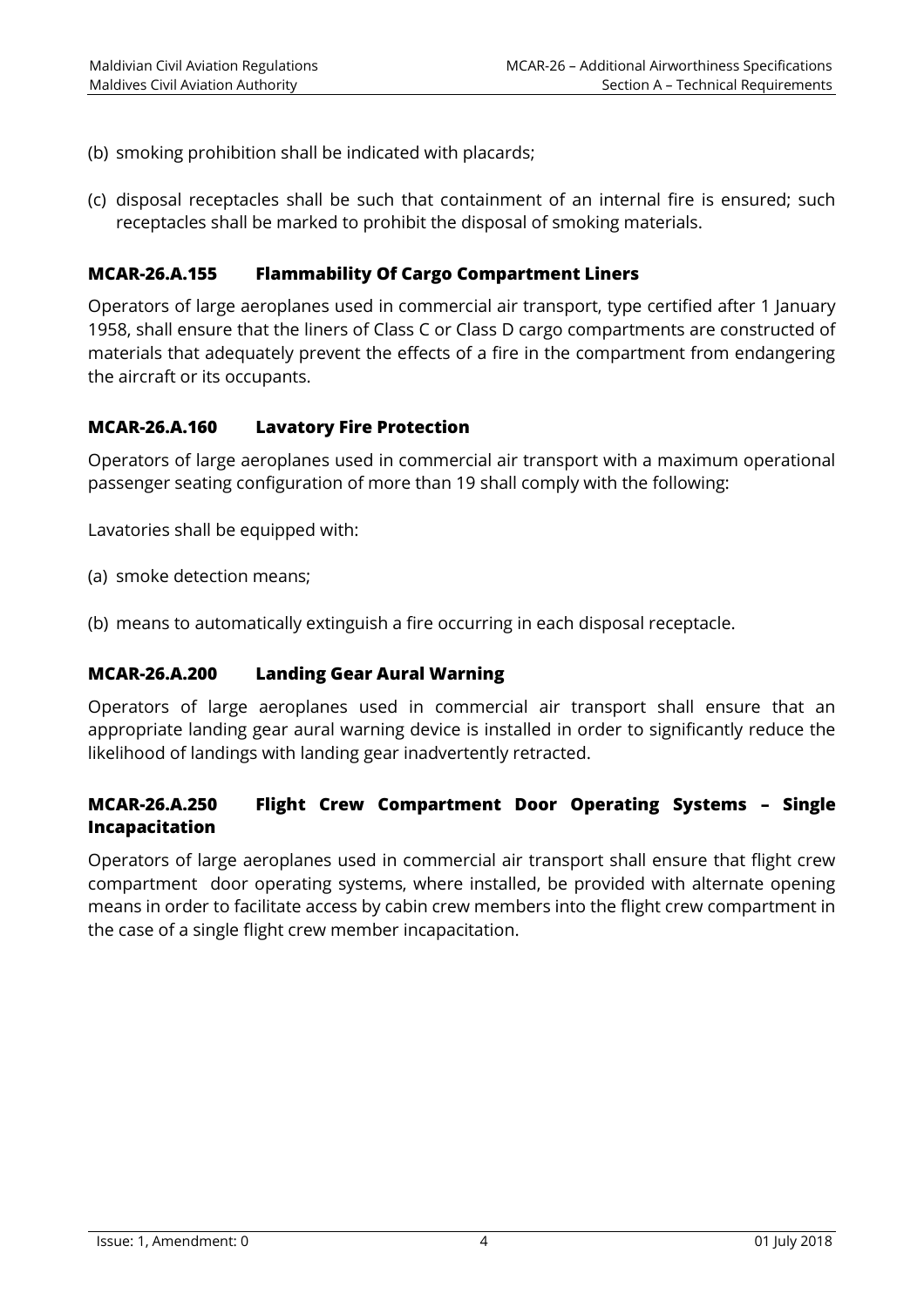(b) smoking prohibition shall be indicated with placards;

(c) disposal receptacles shall be such that containment of an internal fire is ensured; such receptacles shall be marked to prohibit the disposal of smoking materials.

### MCAR-26.A.155 Flammability Of Cargo Compartment Liners

Operators of large aeroplanes used in commercial air transport, type certified after 1 January 1958, shall ensure that the liners of Class C or Class D cargo compartments are constructed of materials that adequately prevent the effects of a fire in the compartment from endangering the aircraft or its occupants.

### MCAR-26.A.160 Lavatory Fire Protection

Operators of large aeroplanes used in commercial air transport with a maximum operational passenger seating configuration of more than 19 shall comply with the following:

Lavatories shall be equipped with:

(a) smoke detection means;

(b) means to automatically extinguish a fire occurring in each disposal receptacle.

### MCAR-26.A.200 Landing Gear Aural Warning

Operators of large aeroplanes used in commercial air transport shall ensure that an appropriate landing gear aural warning device is installed in order to significantly reduce the likelihood of landings with landing gear inadvertently retracted.

### MCAR-26.A.250 Flight Crew Compartment Door Operating Systems – Single Incapacitation

Operators of large aeroplanes used in commercial air transport shall ensure that flight crew compartment door operating systems, where installed, be provided with alternate opening means in order to facilitate access by cabin crew members into the flight crew compartment in the case of a single flight crew member incapacitation.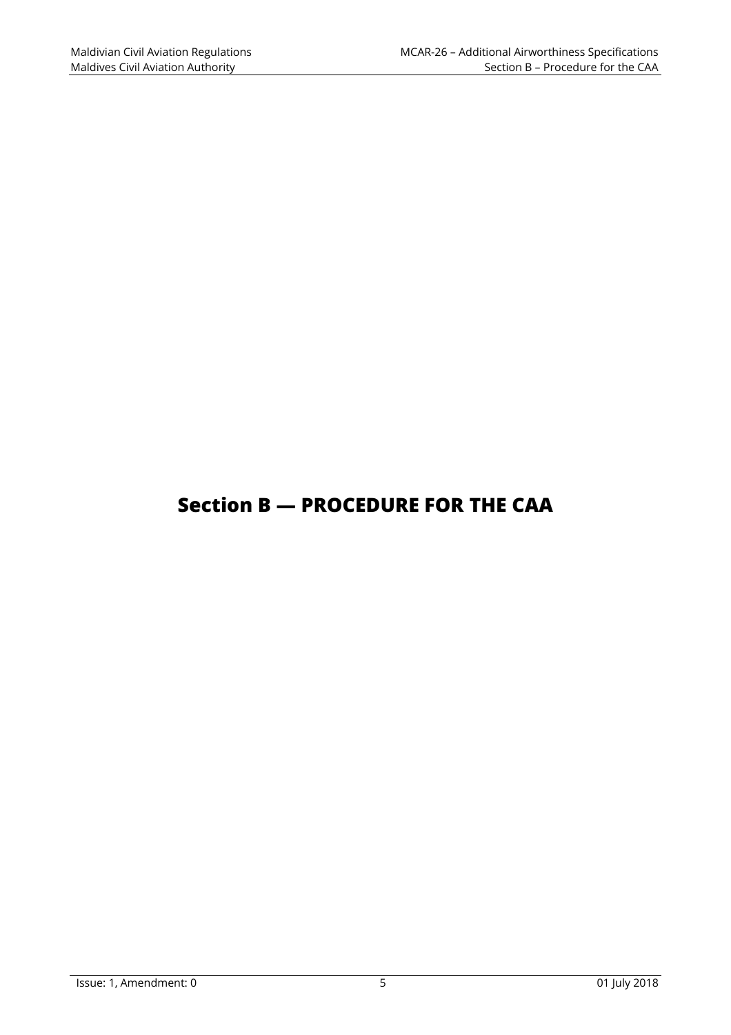# Section B — PROCEDURE FOR THE CAA